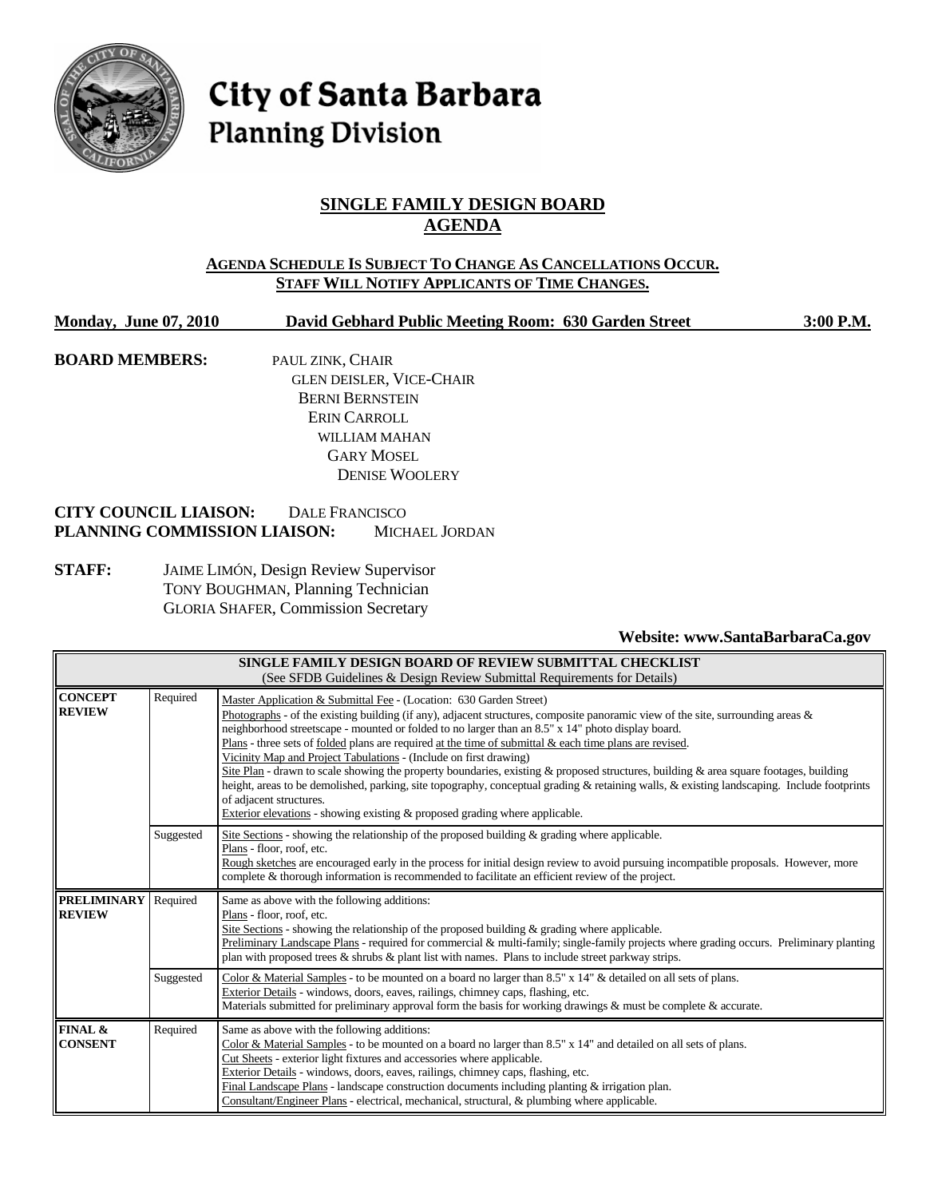# City of Santa Barbara
## Planning Division

### SINGLE FAMILY DESIGN BOARD AGENDA

**AGENDA SCHEDULE IS SUBJECT TO CHANGE AS CANCELLATIONS OCCUR. STAFF WILL NOTIFY APPLICANTS OF TIME CHANGES.**

**Monday, June 07, 2010 David Gebhard Public Meeting Room: 630 Garden Street 3:00 P.M.**

**BOARD MEMBERS:**
PAUL ZINK, CHAIR
GLEN DEISLER, VICE-CHAIR
BERNI BERNSTEIN
ERIN CARROLL
WILLIAM MAHAN
GARY MOSEL
DENISE WOOLERY

**CITY COUNCIL LIAISON:** DALE FRANCISCO
**PLANNING COMMISSION LIAISON:** MICHAEL JORDAN

**STAFF:**
JAIME LIMÓN, Design Review Supervisor
TONY BOUGHMAN, Planning Technician
GLORIA SHAFER, Commission Secretary

**Website: www.SantaBarbaraCa.gov**

| SINGLE FAMILY DESIGN BOARD OF REVIEW SUBMITTAL CHECKLIST (See SFDB Guidelines & Design Review Submittal Requirements for Details) | | |
|---|---|---|
| **CONCEPT REVIEW** | Required | Master Application & Submittal Fee - (Location: 630 Garden Street)<br>Photographs - of the existing building (if any), adjacent structures, composite panoramic view of the site, surrounding areas & neighborhood streetscape - mounted or folded to no larger than an 8.5" x 14" photo display board.<br>Plans - three sets of folded plans are required at the time of submittal & each time plans are revised.<br>Vicinity Map and Project Tabulations - (Include on first drawing)<br>Site Plan - drawn to scale showing the property boundaries, existing & proposed structures, building & area square footages, building height, areas to be demolished, parking, site topography, conceptual grading & retaining walls, & existing landscaping. Include footprints of adjacent structures.<br>Exterior elevations - showing existing & proposed grading where applicable. |
| | Suggested | Site Sections - showing the relationship of the proposed building & grading where applicable.<br>Plans - floor, roof, etc.<br>Rough sketches are encouraged early in the process for initial design review to avoid pursuing incompatible proposals. However, more complete & thorough information is recommended to facilitate an efficient review of the project. |
| **PRELIMINARY REVIEW** | Required | Same as above with the following additions:<br>Plans - floor, roof, etc.<br>Site Sections - showing the relationship of the proposed building & grading where applicable.<br>Preliminary Landscape Plans - required for commercial & multi-family; single-family projects where grading occurs. Preliminary planting plan with proposed trees & shrubs & plant list with names. Plans to include street parkway strips. |
| | Suggested | Color & Material Samples - to be mounted on a board no larger than 8.5" x 14" & detailed on all sets of plans.<br>Exterior Details - windows, doors, eaves, railings, chimney caps, flashing, etc.<br>Materials submitted for preliminary approval form the basis for working drawings & must be complete & accurate. |
| **FINAL & CONSENT** | Required | Same as above with the following additions:<br>Color & Material Samples - to be mounted on a board no larger than 8.5" x 14" and detailed on all sets of plans.<br>Cut Sheets - exterior light fixtures and accessories where applicable.<br>Exterior Details - windows, doors, eaves, railings, chimney caps, flashing, etc.<br>Final Landscape Plans - landscape construction documents including planting & irrigation plan.<br>Consultant/Engineer Plans - electrical, mechanical, structural, & plumbing where applicable. |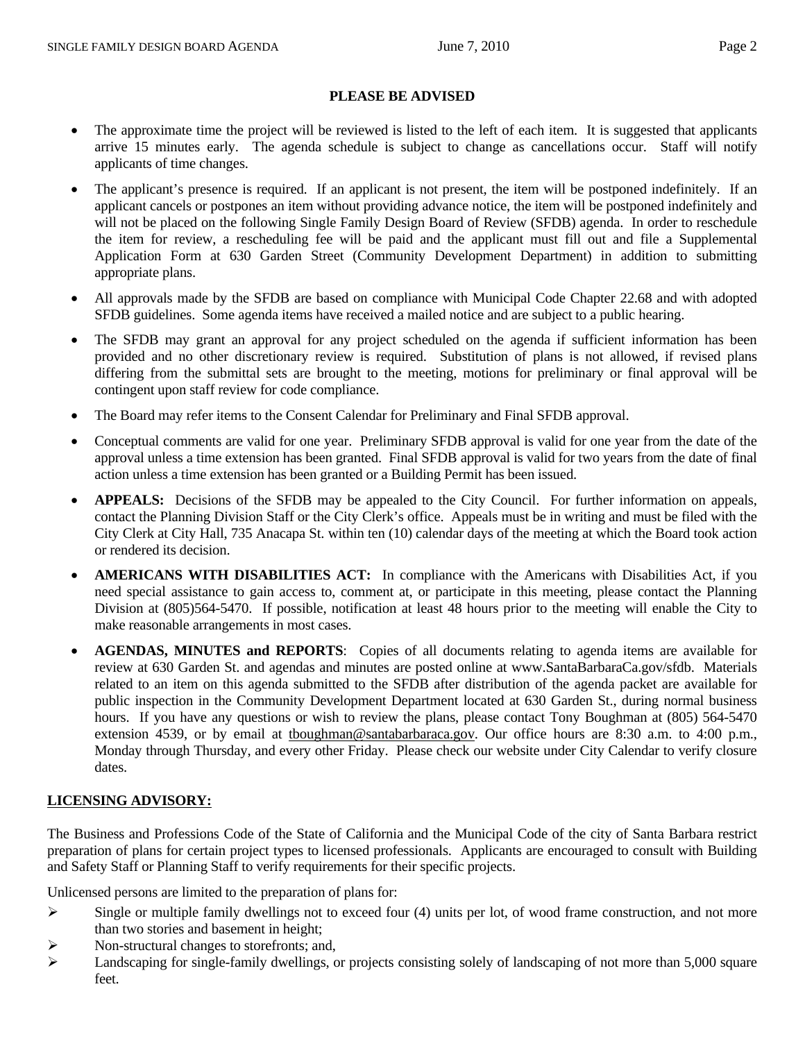## PLEASE BE ADVISED

- The approximate time the project will be reviewed is listed to the left of each item. It is suggested that applicants arrive 15 minutes early. The agenda schedule is subject to change as cancellations occur. Staff will notify applicants of time changes.
- The applicant's presence is required. If an applicant is not present, the item will be postponed indefinitely. If an applicant cancels or postpones an item without providing advance notice, the item will be postponed indefinitely and will not be placed on the following Single Family Design Board of Review (SFDB) agenda. In order to reschedule the item for review, a rescheduling fee will be paid and the applicant must fill out and file a Supplemental Application Form at 630 Garden Street (Community Development Department) in addition to submitting appropriate plans.
- All approvals made by the SFDB are based on compliance with Municipal Code Chapter 22.68 and with adopted SFDB guidelines. Some agenda items have received a mailed notice and are subject to a public hearing.
- The SFDB may grant an approval for any project scheduled on the agenda if sufficient information has been provided and no other discretionary review is required. Substitution of plans is not allowed, if revised plans differing from the submittal sets are brought to the meeting, motions for preliminary or final approval will be contingent upon staff review for code compliance.
- The Board may refer items to the Consent Calendar for Preliminary and Final SFDB approval.
- Conceptual comments are valid for one year. Preliminary SFDB approval is valid for one year from the date of the approval unless a time extension has been granted. Final SFDB approval is valid for two years from the date of final action unless a time extension has been granted or a Building Permit has been issued.
- **APPEALS:** Decisions of the SFDB may be appealed to the City Council. For further information on appeals, contact the Planning Division Staff or the City Clerk's office. Appeals must be in writing and must be filed with the City Clerk at City Hall, 735 Anacapa St. within ten (10) calendar days of the meeting at which the Board took action or rendered its decision.
- **AMERICANS WITH DISABILITIES ACT:** In compliance with the Americans with Disabilities Act, if you need special assistance to gain access to, comment at, or participate in this meeting, please contact the Planning Division at (805)564-5470. If possible, notification at least 48 hours prior to the meeting will enable the City to make reasonable arrangements in most cases.
- **AGENDAS, MINUTES and REPORTS**: Copies of all documents relating to agenda items are available for review at 630 Garden St. and agendas and minutes are posted online at www.SantaBarbaraCa.gov/sfdb. Materials related to an item on this agenda submitted to the SFDB after distribution of the agenda packet are available for public inspection in the Community Development Department located at 630 Garden St., during normal business hours. If you have any questions or wish to review the plans, please contact Tony Boughman at (805) 564-5470 extension 4539, or by email at tboughman@santabarbaraca.gov. Our office hours are 8:30 a.m. to 4:00 p.m., Monday through Thursday, and every other Friday. Please check our website under City Calendar to verify closure dates.

**LICENSING ADVISORY:**

The Business and Professions Code of the State of California and the Municipal Code of the city of Santa Barbara restrict preparation of plans for certain project types to licensed professionals. Applicants are encouraged to consult with Building and Safety Staff or Planning Staff to verify requirements for their specific projects.

Unlicensed persons are limited to the preparation of plans for:

- Single or multiple family dwellings not to exceed four (4) units per lot, of wood frame construction, and not more than two stories and basement in height;
- Non-structural changes to storefronts; and,
- Landscaping for single-family dwellings, or projects consisting solely of landscaping of not more than 5,000 square feet.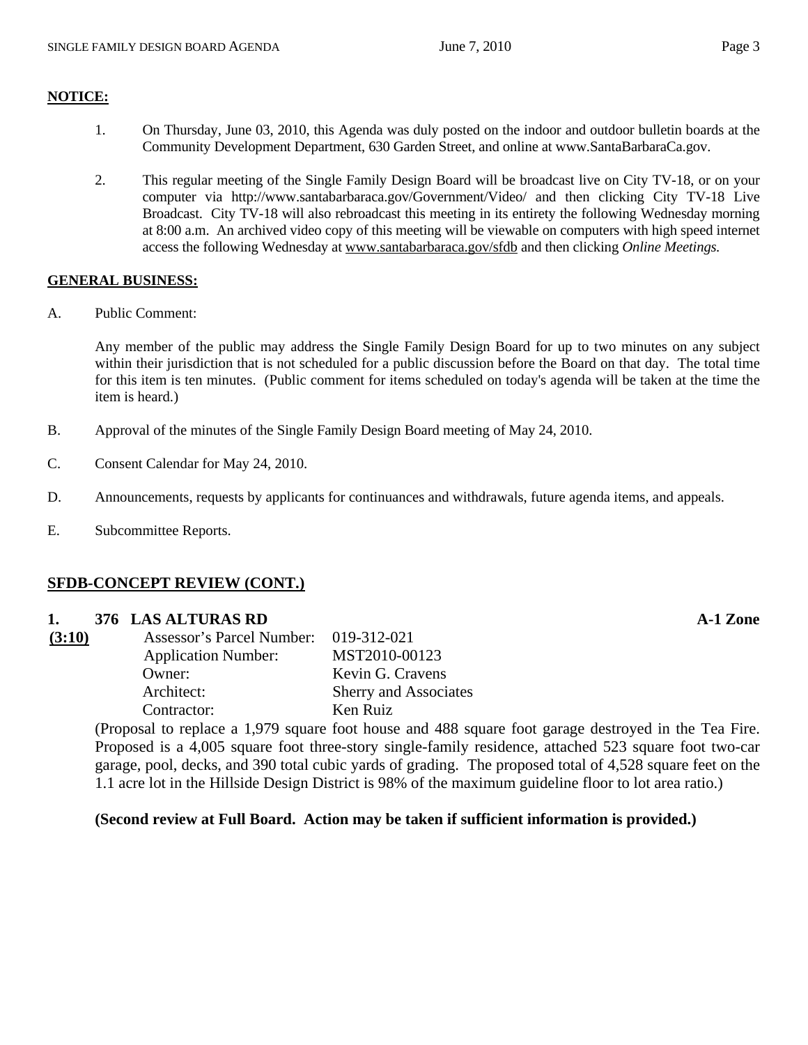**NOTICE:**

1. On Thursday, June 03, 2010, this Agenda was duly posted on the indoor and outdoor bulletin boards at the Community Development Department, 630 Garden Street, and online at www.SantaBarbaraCa.gov.

2. This regular meeting of the Single Family Design Board will be broadcast live on City TV-18, or on your computer via http://www.santabarbaraca.gov/Government/Video/ and then clicking City TV-18 Live Broadcast. City TV-18 will also rebroadcast this meeting in its entirety the following Wednesday morning at 8:00 a.m. An archived video copy of this meeting will be viewable on computers with high speed internet access the following Wednesday at www.santabarbaraca.gov/sfdb and then clicking *Online Meetings.*

**GENERAL BUSINESS:**

A. Public Comment:

Any member of the public may address the Single Family Design Board for up to two minutes on any subject within their jurisdiction that is not scheduled for a public discussion before the Board on that day. The total time for this item is ten minutes. (Public comment for items scheduled on today's agenda will be taken at the time the item is heard.)

B. Approval of the minutes of the Single Family Design Board meeting of May 24, 2010.

C. Consent Calendar for May 24, 2010.

D. Announcements, requests by applicants for continuances and withdrawals, future agenda items, and appeals.

E. Subcommittee Reports.

**SFDB-CONCEPT REVIEW (CONT.)**

**1. 376 LAS ALTURAS RD** **A-1 Zone**

**(3:10)**

Assessor's Parcel Number: 019-312-021
Application Number: MST2010-00123
Owner: Kevin G. Cravens
Architect: Sherry and Associates
Contractor: Ken Ruiz

(Proposal to replace a 1,979 square foot house and 488 square foot garage destroyed in the Tea Fire. Proposed is a 4,005 square foot three-story single-family residence, attached 523 square foot two-car garage, pool, decks, and 390 total cubic yards of grading. The proposed total of 4,528 square feet on the 1.1 acre lot in the Hillside Design District is 98% of the maximum guideline floor to lot area ratio.)

**(Second review at Full Board. Action may be taken if sufficient information is provided.)**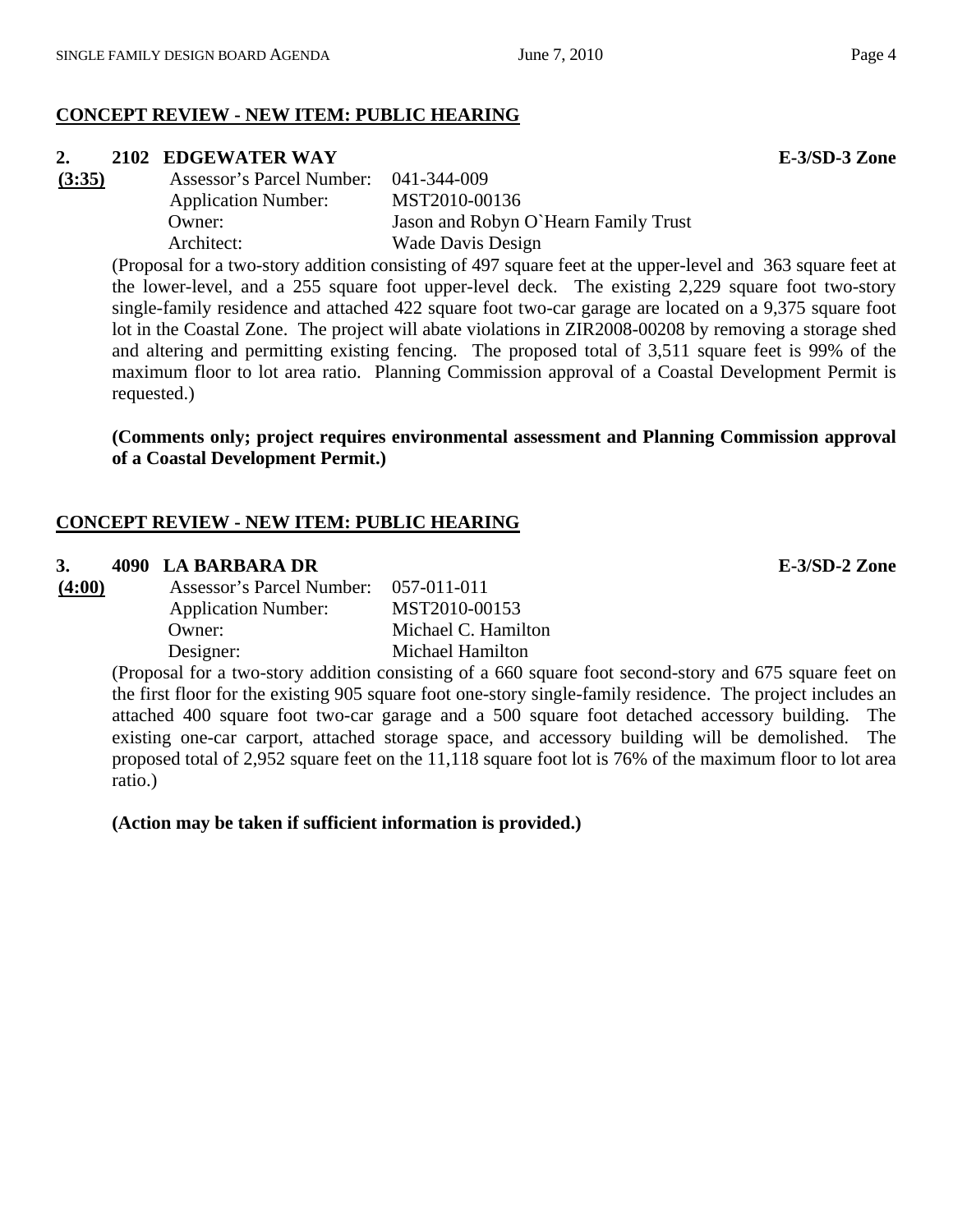**CONCEPT REVIEW - NEW ITEM: PUBLIC HEARING**

**2. 2102 EDGEWATER WAY** **E-3/SD-3 Zone**

**(3:35)**

Assessor's Parcel Number: 041-344-009
Application Number: MST2010-00136
Owner: Jason and Robyn O`Hearn Family Trust
Architect: Wade Davis Design

(Proposal for a two-story addition consisting of 497 square feet at the upper-level and 363 square feet at the lower-level, and a 255 square foot upper-level deck. The existing 2,229 square foot two-story single-family residence and attached 422 square foot two-car garage are located on a 9,375 square foot lot in the Coastal Zone. The project will abate violations in ZIR2008-00208 by removing a storage shed and altering and permitting existing fencing. The proposed total of 3,511 square feet is 99% of the maximum floor to lot area ratio. Planning Commission approval of a Coastal Development Permit is requested.)

**(Comments only; project requires environmental assessment and Planning Commission approval of a Coastal Development Permit.)**

**CONCEPT REVIEW - NEW ITEM: PUBLIC HEARING**

**3. 4090 LA BARBARA DR** **E-3/SD-2 Zone**

**(4:00)**

Assessor's Parcel Number: 057-011-011
Application Number: MST2010-00153
Owner: Michael C. Hamilton
Designer: Michael Hamilton

(Proposal for a two-story addition consisting of a 660 square foot second-story and 675 square feet on the first floor for the existing 905 square foot one-story single-family residence. The project includes an attached 400 square foot two-car garage and a 500 square foot detached accessory building. The existing one-car carport, attached storage space, and accessory building will be demolished. The proposed total of 2,952 square feet on the 11,118 square foot lot is 76% of the maximum floor to lot area ratio.)

**(Action may be taken if sufficient information is provided.)**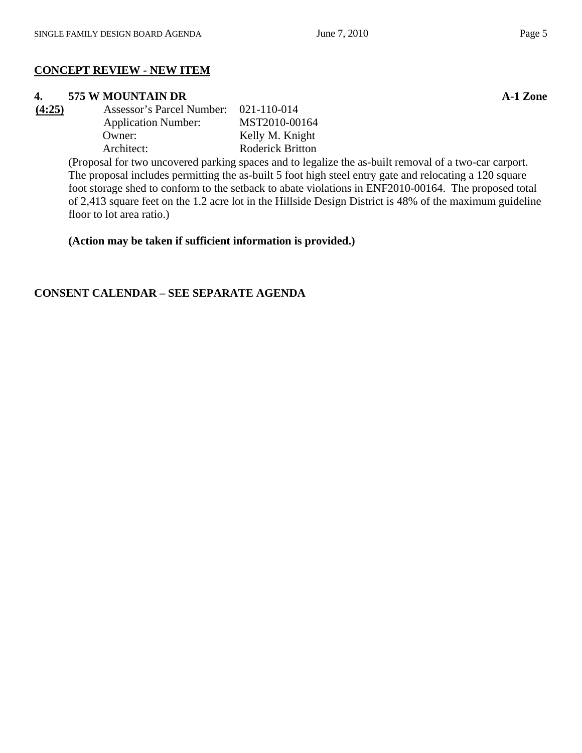## CONCEPT REVIEW - NEW ITEM

**4. 575 W MOUNTAIN DR** **A-1 Zone**

**(4:25)**

| | |
|---|---|
| Assessor's Parcel Number: | 021-110-014 |
| Application Number: | MST2010-00164 |
| Owner: | Kelly M. Knight |
| Architect: | Roderick Britton |

(Proposal for two uncovered parking spaces and to legalize the as-built removal of a two-car carport. The proposal includes permitting the as-built 5 foot high steel entry gate and relocating a 120 square foot storage shed to conform to the setback to abate violations in ENF2010-00164. The proposed total of 2,413 square feet on the 1.2 acre lot in the Hillside Design District is 48% of the maximum guideline floor to lot area ratio.)

**(Action may be taken if sufficient information is provided.)**

**CONSENT CALENDAR – SEE SEPARATE AGENDA**